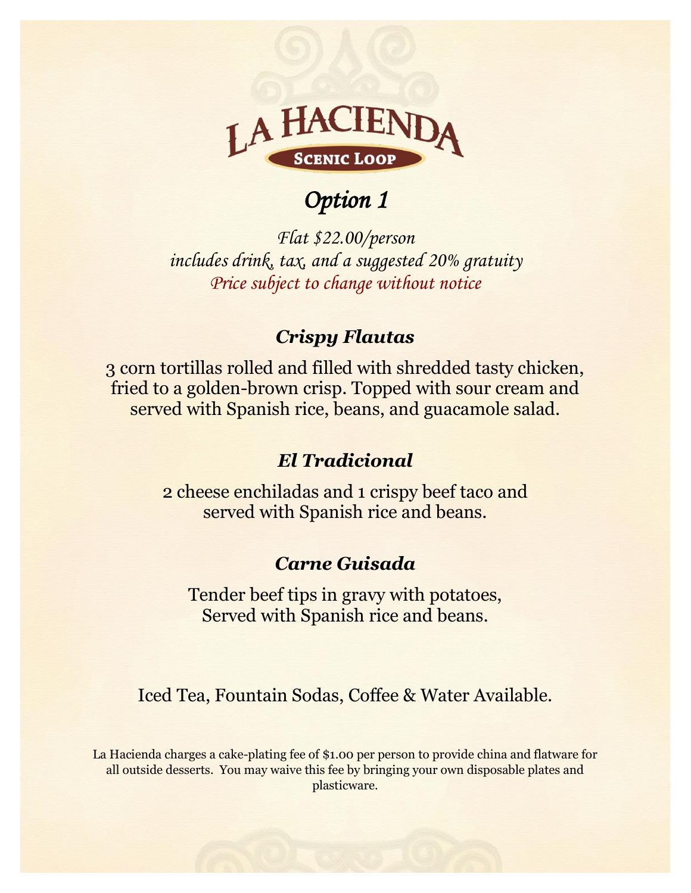# LA HACIENDA

**SCENIC LOOP**

## *Option 1*

*Flat $22.00/person*
*includes drink, tax, and a suggested 20% gratuity*
*Price subject to change without notice*

### *Crispy Flautas*

3 corn tortillas rolled and filled with shredded tasty chicken, fried to a golden-brown crisp. Topped with sour cream and served with Spanish rice, beans, and guacamole salad.

### *El Tradicional*

2 cheese enchiladas and 1 crispy beef taco and served with Spanish rice and beans.

### *Carne Guisada*

Tender beef tips in gravy with potatoes,
Served with Spanish rice and beans.

Iced Tea, Fountain Sodas, Coffee & Water Available.

La Hacienda charges a cake-plating fee of $1.00 per person to provide china and flatware for all outside desserts. You may waive this fee by bringing your own disposable plates and plasticware.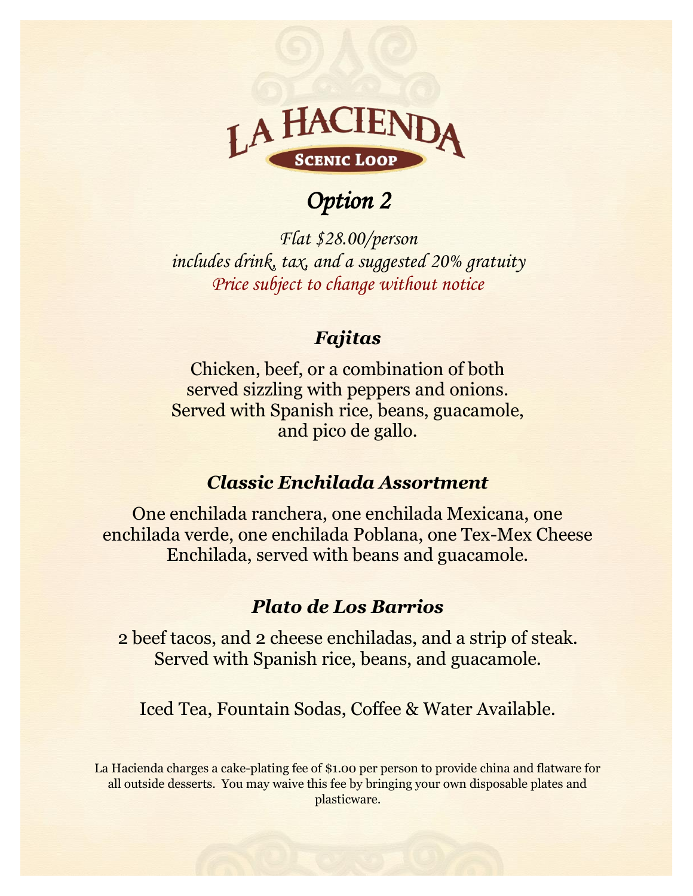# LA HACIENDA

**SCENIC LOOP**

## *Option 2*

*Flat $28.00/person*
*includes drink, tax, and a suggested 20% gratuity*
*Price subject to change without notice*

### *Fajitas*

Chicken, beef, or a combination of both served sizzling with peppers and onions. Served with Spanish rice, beans, guacamole, and pico de gallo.

### *Classic Enchilada Assortment*

One enchilada ranchera, one enchilada Mexicana, one enchilada verde, one enchilada Poblana, one Tex-Mex Cheese Enchilada, served with beans and guacamole.

### *Plato de Los Barrios*

2 beef tacos, and 2 cheese enchiladas, and a strip of steak. Served with Spanish rice, beans, and guacamole.

Iced Tea, Fountain Sodas, Coffee & Water Available.

La Hacienda charges a cake-plating fee of $1.00 per person to provide china and flatware for all outside desserts. You may waive this fee by bringing your own disposable plates and plasticware.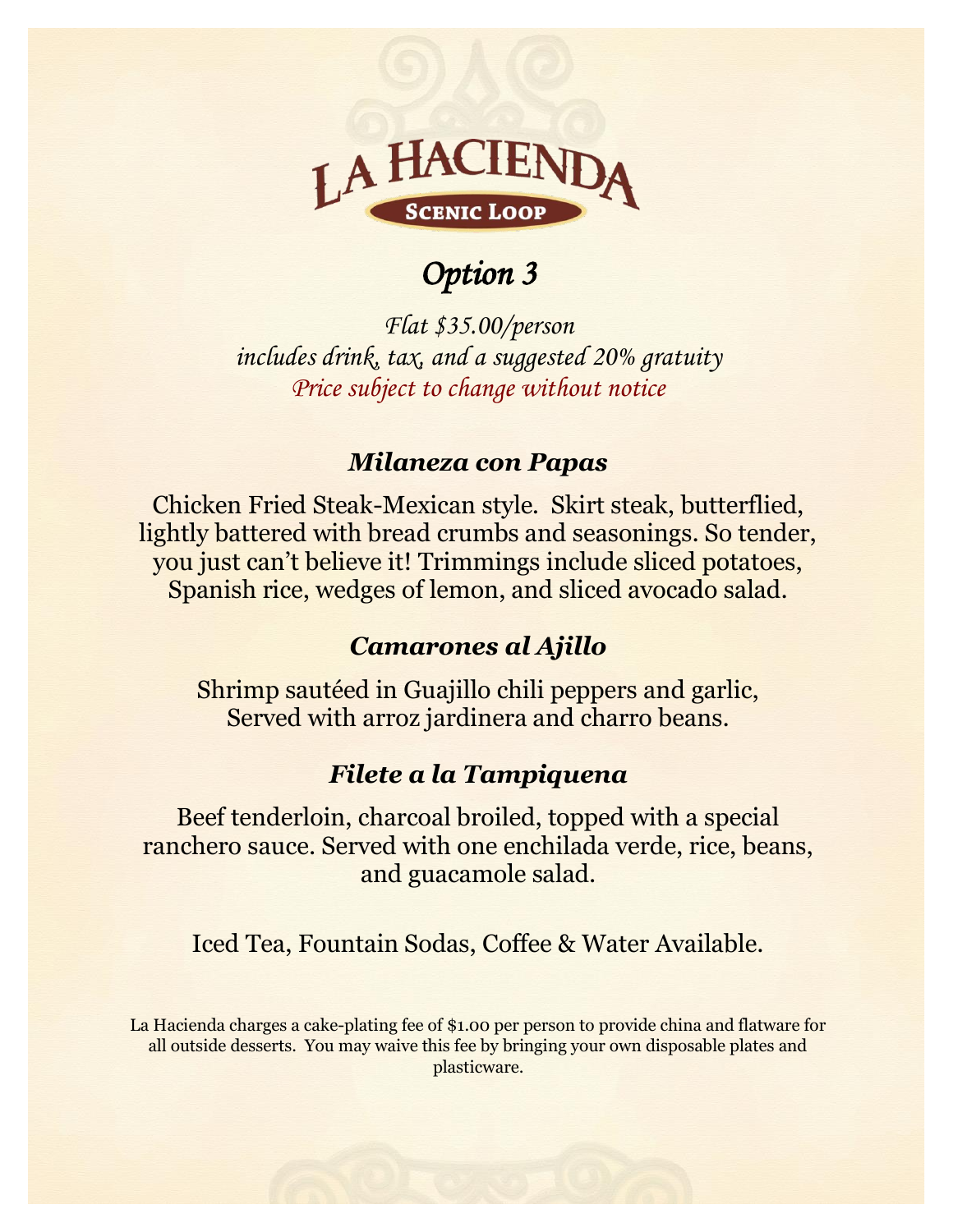# La Hacienda

Scenic Loop

## *Option 3*

*Flat $35.00/person*
*includes drink, tax, and a suggested 20% gratuity*
*Price subject to change without notice*

### *Milaneza con Papas*

Chicken Fried Steak-Mexican style. Skirt steak, butterflied, lightly battered with bread crumbs and seasonings. So tender, you just can't believe it! Trimmings include sliced potatoes, Spanish rice, wedges of lemon, and sliced avocado salad.

### *Camarones al Ajillo*

Shrimp sautéed in Guajillo chili peppers and garlic, Served with arroz jardinera and charro beans.

### *Filete a la Tampiquena*

Beef tenderloin, charcoal broiled, topped with a special ranchero sauce. Served with one enchilada verde, rice, beans, and guacamole salad.

Iced Tea, Fountain Sodas, Coffee & Water Available.

La Hacienda charges a cake-plating fee of $1.00 per person to provide china and flatware for all outside desserts. You may waive this fee by bringing your own disposable plates and plasticware.